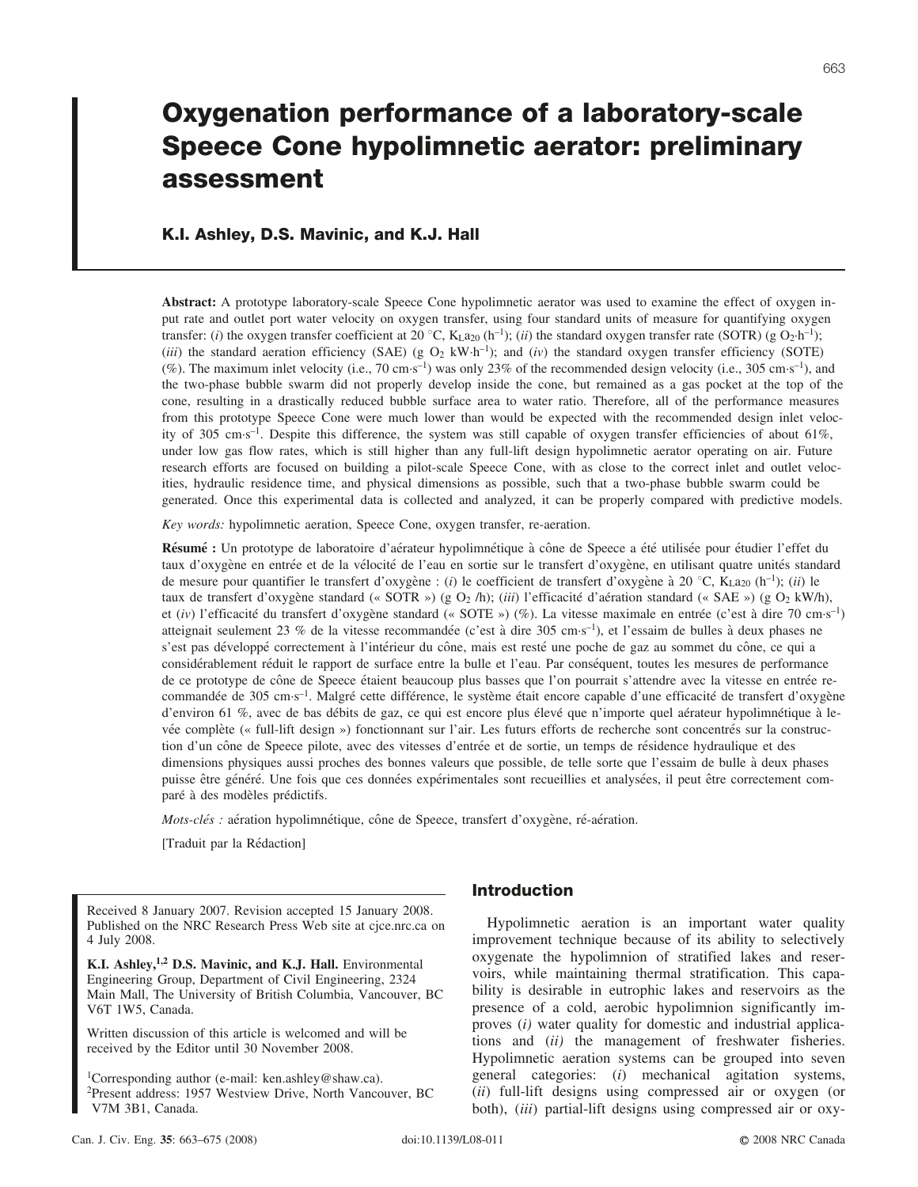# Oxygenation performance of a laboratory-scale Speece Cone hypolimnetic aerator: preliminary assessment

**K.I. Ashley, D.S. Mavinic, and K.J. Hall**

**Abstract:** A prototype laboratory-scale Speece Cone hypolimnetic aerator was used to examine the effect of oxygen input rate and outlet port water velocity on oxygen transfer, using four standard units of measure for quantifying oxygen transfer: (*i*) the oxygen transfer coefficient at 20 °C, $K_La_{20}$ ($h^{-1}$); (*ii*) the standard oxygen transfer rate (SOTR) ($g\ O_2 \cdot h^{-1}$); (*iii*) the standard aeration efficiency (SAE) ($g\ O_2\ kW \cdot h^{-1}$); and (*iv*) the standard oxygen transfer efficiency (SOTE) (%). The maximum inlet velocity (i.e., 70 $cm \cdot s^{-1}$) was only 23% of the recommended design velocity (i.e., 305 $cm \cdot s^{-1}$), and the two-phase bubble swarm did not properly develop inside the cone, but remained as a gas pocket at the top of the cone, resulting in a drastically reduced bubble surface area to water ratio. Therefore, all of the performance measures from this prototype Speece Cone were much lower than would be expected with the recommended design inlet velocity of 305 $cm \cdot s^{-1}$. Despite this difference, the system was still capable of oxygen transfer efficiencies of about 61%, under low gas flow rates, which is still higher than any full-lift design hypolimnetic aerator operating on air. Future research efforts are focused on building a pilot-scale Speece Cone, with as close to the correct inlet and outlet velocities, hydraulic residence time, and physical dimensions as possible, such that a two-phase bubble swarm could be generated. Once this experimental data is collected and analyzed, it can be properly compared with predictive models.

*Key words:* hypolimnetic aeration, Speece Cone, oxygen transfer, re-aeration.

**Résumé :** Un prototype de laboratoire d'aérateur hypolimnétique à cône de Speece a été utilisée pour étudier l'effet du taux d'oxygène en entrée et de la vélocité de l'eau en sortie sur le transfert d'oxygène, en utilisant quatre unités standard de mesure pour quantifier le transfert d'oxygène : (*i*) le coefficient de transfert d'oxygène à 20 °C, $K_La_{20}$ ($h^{-1}$); (*ii*) le taux de transfert d'oxygène standard (« SOTR ») ($g\ O_2$ /h); (*iii*) l'efficacité d'aération standard (« SAE ») ($g\ O_2$ kW/h), et (*iv*) l'efficacité du transfert d'oxygène standard (« SOTE ») (%). La vitesse maximale en entrée (c'est à dire 70 $cm \cdot s^{-1}$) atteignait seulement 23 % de la vitesse recommandée (c'est à dire 305 $cm \cdot s^{-1}$), et l'essaim de bulles à deux phases ne s'est pas développé correctement à l'intérieur du cône, mais est resté une poche de gaz au sommet du cône, ce qui a considérablement réduit le rapport de surface entre la bulle et l'eau. Par conséquent, toutes les mesures de performance de ce prototype de cône de Speece étaient beaucoup plus basses que l'on pourrait s'attendre avec la vitesse en entrée recommandée de 305 $cm \cdot s^{-1}$. Malgré cette différence, le système était encore capable d'une efficacité de transfert d'oxygène d'environ 61 %, avec de bas débits de gaz, ce qui est encore plus élevé que n'importe quel aérateur hypolimnétique à levée complète (« full-lift design ») fonctionnant sur l'air. Les futurs efforts de recherche sont concentrés sur la construction d'un cône de Speece pilote, avec des vitesses d'entrée et de sortie, un temps de résidence hydraulique et des dimensions physiques aussi proches des bonnes valeurs que possible, de telle sorte que l'essaim de bulle à deux phases puisse être généré. Une fois que ces données expérimentales sont recueillies et analysées, il peut être correctement comparé à des modèles prédictifs.

*Mots-clés :* aération hypolimnétique, cône de Speece, transfert d'oxygène, ré-aération.

[Traduit par la Rédaction]

## Introduction

Hypolimnetic aeration is an important water quality improvement technique because of its ability to selectively oxygenate the hypolimnion of stratified lakes and reservoirs, while maintaining thermal stratification. This capability is desirable in eutrophic lakes and reservoirs as the presence of a cold, aerobic hypolimnion significantly improves (*i*) water quality for domestic and industrial applications and (*ii*) the management of freshwater fisheries. Hypolimnetic aeration systems can be grouped into seven general categories: (*i*) mechanical agitation systems, (*ii*) full-lift designs using compressed air or oxygen (or both), (*iii*) partial-lift designs using compressed air or oxy-

Received 8 January 2007. Revision accepted 15 January 2008. Published on the NRC Research Press Web site at cjce.nrc.ca on 4 July 2008.

**K.I. Ashley,[1,2] D.S. Mavinic, and K.J. Hall.** Environmental Engineering Group, Department of Civil Engineering, 2324 Main Mall, The University of British Columbia, Vancouver, BC V6T 1W5, Canada.

Written discussion of this article is welcomed and will be received by the Editor until 30 November 2008.

[1]Corresponding author (e-mail: ken.ashley@shaw.ca).
[2]Present address: 1957 Westview Drive, North Vancouver, BC V7M 3B1, Canada.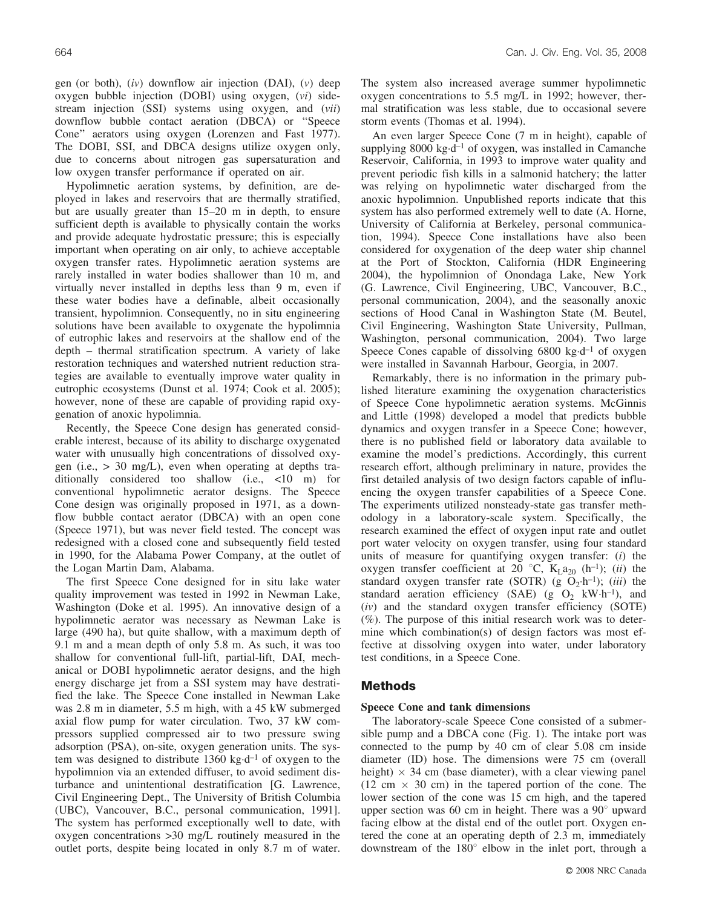gen (or both), (*iv*) downflow air injection (DAI), (*v*) deep oxygen bubble injection (DOBI) using oxygen, (*vi*) sidestream injection (SSI) systems using oxygen, and (*vii*) downflow bubble contact aeration (DBCA) or "Speece Cone" aerators using oxygen (Lorenzen and Fast 1977). The DOBI, SSI, and DBCA designs utilize oxygen only, due to concerns about nitrogen gas supersaturation and low oxygen transfer performance if operated on air.

Hypolimnetic aeration systems, by definition, are deployed in lakes and reservoirs that are thermally stratified, but are usually greater than 15–20 m in depth, to ensure sufficient depth is available to physically contain the works and provide adequate hydrostatic pressure; this is especially important when operating on air only, to achieve acceptable oxygen transfer rates. Hypolimnetic aeration systems are rarely installed in water bodies shallower than 10 m, and virtually never installed in depths less than 9 m, even if these water bodies have a definable, albeit occasionally transient, hypolimnion. Consequently, no in situ engineering solutions have been available to oxygenate the hypolimnia of eutrophic lakes and reservoirs at the shallow end of the depth – thermal stratification spectrum. A variety of lake restoration techniques and watershed nutrient reduction strategies are available to eventually improve water quality in eutrophic ecosystems (Dunst et al. 1974; Cook et al. 2005); however, none of these are capable of providing rapid oxygenation of anoxic hypolimnia.

Recently, the Speece Cone design has generated considerable interest, because of its ability to discharge oxygenated water with unusually high concentrations of dissolved oxygen (i.e., > 30 mg/L), even when operating at depths traditionally considered too shallow (i.e., <10 m) for conventional hypolimnetic aerator designs. The Speece Cone design was originally proposed in 1971, as a downflow bubble contact aerator (DBCA) with an open cone (Speece 1971), but was never field tested. The concept was redesigned with a closed cone and subsequently field tested in 1990, for the Alabama Power Company, at the outlet of the Logan Martin Dam, Alabama.

The first Speece Cone designed for in situ lake water quality improvement was tested in 1992 in Newman Lake, Washington (Doke et al. 1995). An innovative design of a hypolimnetic aerator was necessary as Newman Lake is large (490 ha), but quite shallow, with a maximum depth of 9.1 m and a mean depth of only 5.8 m. As such, it was too shallow for conventional full-lift, partial-lift, DAI, mechanical or DOBI hypolimnetic aerator designs, and the high energy discharge jet from a SSI system may have destratified the lake. The Speece Cone installed in Newman Lake was 2.8 m in diameter, 5.5 m high, with a 45 kW submerged axial flow pump for water circulation. Two, 37 kW compressors supplied compressed air to two pressure swing adsorption (PSA), on-site, oxygen generation units. The system was designed to distribute 1360 kg·d$^{-1}$ of oxygen to the hypolimnion via an extended diffuser, to avoid sediment disturbance and unintentional destratification [G. Lawrence, Civil Engineering Dept., The University of British Columbia (UBC), Vancouver, B.C., personal communication, 1991]. The system has performed exceptionally well to date, with oxygen concentrations >30 mg/L routinely measured in the outlet ports, despite being located in only 8.7 m of water. The system also increased average summer hypolimnetic oxygen concentrations to 5.5 mg/L in 1992; however, thermal stratification was less stable, due to occasional severe storm events (Thomas et al. 1994).

An even larger Speece Cone (7 m in height), capable of supplying 8000 kg·d$^{-1}$ of oxygen, was installed in Camanche Reservoir, California, in 1993 to improve water quality and prevent periodic fish kills in a salmonid hatchery; the latter was relying on hypolimnetic water discharged from the anoxic hypolimnion. Unpublished reports indicate that this system has also performed extremely well to date (A. Horne, University of California at Berkeley, personal communication, 1994). Speece Cone installations have also been considered for oxygenation of the deep water ship channel at the Port of Stockton, California (HDR Engineering 2004), the hypolimnion of Onondaga Lake, New York (G. Lawrence, Civil Engineering, UBC, Vancouver, B.C., personal communication, 2004), and the seasonally anoxic sections of Hood Canal in Washington State (M. Beutel, Civil Engineering, Washington State University, Pullman, Washington, personal communication, 2004). Two large Speece Cones capable of dissolving 6800 kg·d$^{-1}$ of oxygen were installed in Savannah Harbour, Georgia, in 2007.

Remarkably, there is no information in the primary published literature examining the oxygenation characteristics of Speece Cone hypolimnetic aeration systems. McGinnis and Little (1998) developed a model that predicts bubble dynamics and oxygen transfer in a Speece Cone; however, there is no published field or laboratory data available to examine the model's predictions. Accordingly, this current research effort, although preliminary in nature, provides the first detailed analysis of two design factors capable of influencing the oxygen transfer capabilities of a Speece Cone. The experiments utilized nonsteady-state gas transfer methodology in a laboratory-scale system. Specifically, the research examined the effect of oxygen input rate and outlet port water velocity on oxygen transfer, using four standard units of measure for quantifying oxygen transfer: (*i*) the oxygen transfer coefficient at 20 °C, $K_La_{20}$ (h$^{-1}$); (*ii*) the standard oxygen transfer rate (SOTR) (g $O_2$·h$^{-1}$); (*iii*) the standard aeration efficiency (SAE) (g $O_2$ kW·h$^{-1}$), and (*iv*) and the standard oxygen transfer efficiency (SOTE) (%). The purpose of this initial research work was to determine which combination(s) of design factors was most effective at dissolving oxygen into water, under laboratory test conditions, in a Speece Cone.

## Methods

### Speece Cone and tank dimensions

The laboratory-scale Speece Cone consisted of a submersible pump and a DBCA cone (Fig. 1). The intake port was connected to the pump by 40 cm of clear 5.08 cm inside diameter (ID) hose. The dimensions were 75 cm (overall height) × 34 cm (base diameter), with a clear viewing panel (12 cm × 30 cm) in the tapered portion of the cone. The lower section of the cone was 15 cm high, and the tapered upper section was 60 cm in height. There was a 90° upward facing elbow at the distal end of the outlet port. Oxygen entered the cone at an operating depth of 2.3 m, immediately downstream of the 180° elbow in the inlet port, through a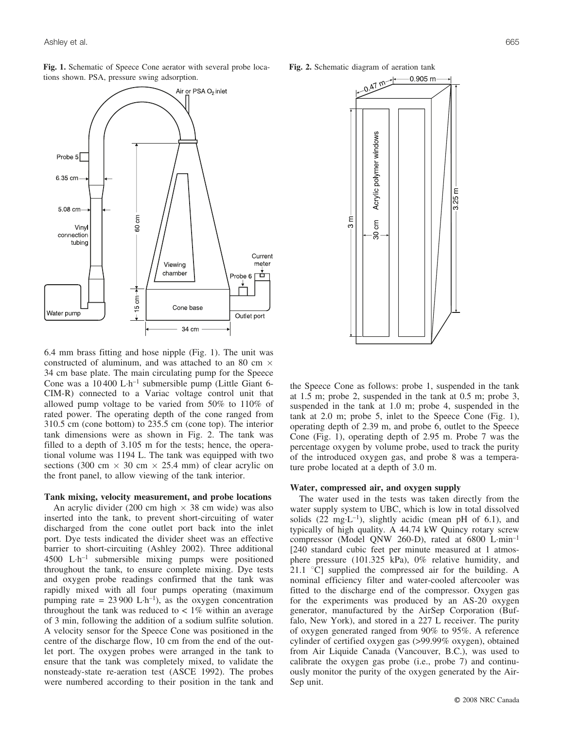**Fig. 1.** Schematic of Speece Cone aerator with several probe locations shown. PSA, pressure swing adsorption.

**Fig. 2.** Schematic diagram of aeration tank

6.4 mm brass fitting and hose nipple (Fig. 1). The unit was constructed of aluminum, and was attached to an 80 cm × 34 cm base plate. The main circulating pump for the Speece Cone was a 10 400 L·h$^{-1}$ submersible pump (Little Giant 6-CIM-R) connected to a Variac voltage control unit that allowed pump voltage to be varied from 50% to 110% of rated power. The operating depth of the cone ranged from 310.5 cm (cone bottom) to 235.5 cm (cone top). The interior tank dimensions were as shown in Fig. 2. The tank was filled to a depth of 3.105 m for the tests; hence, the operational volume was 1194 L. The tank was equipped with two sections (300 cm × 30 cm × 25.4 mm) of clear acrylic on the front panel, to allow viewing of the tank interior.

### Tank mixing, velocity measurement, and probe locations

An acrylic divider (200 cm high × 38 cm wide) was also inserted into the tank, to prevent short-circuiting of water discharged from the cone outlet port back into the inlet port. Dye tests indicated the divider sheet was an effective barrier to short-circuiting (Ashley 2002). Three additional 4500 L·h$^{-1}$ submersible mixing pumps were positioned throughout the tank, to ensure complete mixing. Dye tests and oxygen probe readings confirmed that the tank was rapidly mixed with all four pumps operating (maximum pumping rate = 23 900 L·h$^{-1}$), as the oxygen concentration throughout the tank was reduced to < 1% within an average of 3 min, following the addition of a sodium sulfite solution. A velocity sensor for the Speece Cone was positioned in the centre of the discharge flow, 10 cm from the end of the outlet port. The oxygen probes were arranged in the tank to ensure that the tank was completely mixed, to validate the nonsteady-state re-aeration test (ASCE 1992). The probes were numbered according to their position in the tank and the Speece Cone as follows: probe 1, suspended in the tank at 1.5 m; probe 2, suspended in the tank at 0.5 m; probe 3, suspended in the tank at 1.0 m; probe 4, suspended in the tank at 2.0 m; probe 5, inlet to the Speece Cone (Fig. 1), operating depth of 2.39 m, and probe 6, outlet to the Speece Cone (Fig. 1), operating depth of 2.95 m. Probe 7 was the percentage oxygen by volume probe, used to track the purity of the introduced oxygen gas, and probe 8 was a temperature probe located at a depth of 3.0 m.

### Water, compressed air, and oxygen supply

The water used in the tests was taken directly from the water supply system to UBC, which is low in total dissolved solids (22 mg·L$^{-1}$), slightly acidic (mean pH of 6.1), and typically of high quality. A 44.74 kW Quincy rotary screw compressor (Model QNW 260-D), rated at 6800 L·min$^{-1}$ [240 standard cubic feet per minute measured at 1 atmosphere pressure (101.325 kPa), 0% relative humidity, and 21.1 °C] supplied the compressed air for the building. A nominal efficiency filter and water-cooled aftercooler was fitted to the discharge end of the compressor. Oxygen gas for the experiments was produced by an AS-20 oxygen generator, manufactured by the AirSep Corporation (Buffalo, New York), and stored in a 227 L receiver. The purity of oxygen generated ranged from 90% to 95%. A reference cylinder of certified oxygen gas (>99.99% oxygen), obtained from Air Liquide Canada (Vancouver, B.C.), was used to calibrate the oxygen gas probe (i.e., probe 7) and continuously monitor the purity of the oxygen generated by the AirSep unit.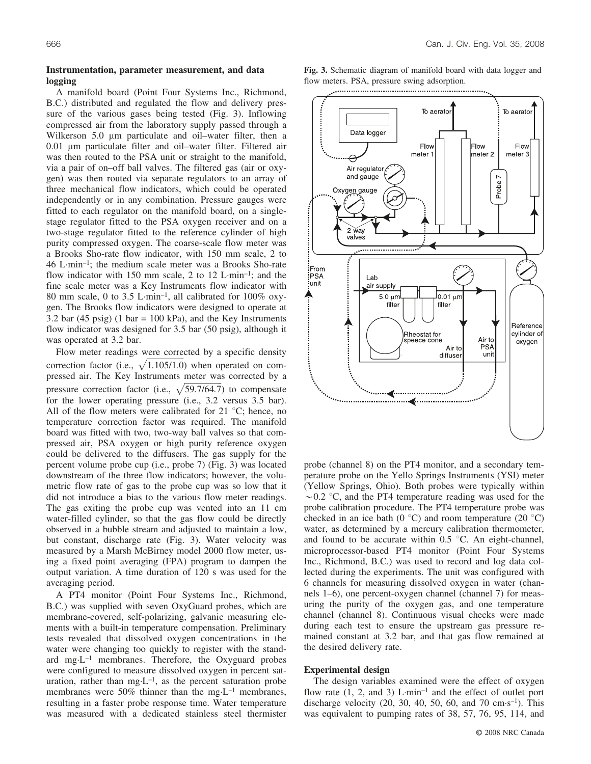## Instrumentation, parameter measurement, and data logging

A manifold board (Point Four Systems Inc., Richmond, B.C.) distributed and regulated the flow and delivery pressure of the various gases being tested (Fig. 3). Inflowing compressed air from the laboratory supply passed through a Wilkerson 5.0 μm particulate and oil–water filter, then a 0.01 μm particulate filter and oil–water filter. Filtered air was then routed to the PSA unit or straight to the manifold, via a pair of on–off ball valves. The filtered gas (air or oxygen) was then routed via separate regulators to an array of three mechanical flow indicators, which could be operated independently or in any combination. Pressure gauges were fitted to each regulator on the manifold board, on a single-stage regulator fitted to the PSA oxygen receiver and on a two-stage regulator fitted to the reference cylinder of high purity compressed oxygen. The coarse-scale flow meter was a Brooks Sho-rate flow indicator, with 150 mm scale, 2 to 46 L·min$^{-1}$; the medium scale meter was a Brooks Sho-rate flow indicator with 150 mm scale, 2 to 12 L·min$^{-1}$; and the fine scale meter was a Key Instruments flow indicator with 80 mm scale, 0 to 3.5 L·min$^{-1}$, all calibrated for 100% oxygen. The Brooks flow indicators were designed to operate at 3.2 bar (45 psig) (1 bar = 100 kPa), and the Key Instruments flow indicator was designed for 3.5 bar (50 psig), although it was operated at 3.2 bar.

Flow meter readings were corrected by a specific density correction factor (i.e., $\sqrt{1.105/1.0}$) when operated on compressed air. The Key Instruments meter was corrected by a pressure correction factor (i.e., $\sqrt{59.7/64.7}$) to compensate for the lower operating pressure (i.e., 3.2 versus 3.5 bar). All of the flow meters were calibrated for 21 °C; hence, no temperature correction factor was required. The manifold board was fitted with two, two-way ball valves so that compressed air, PSA oxygen or high purity reference oxygen could be delivered to the diffusers. The gas supply for the percent volume probe cup (i.e., probe 7) (Fig. 3) was located downstream of the three flow indicators; however, the volumetric flow rate of gas to the probe cup was so low that it did not introduce a bias to the various flow meter readings. The gas exiting the probe cup was vented into an 11 cm water-filled cylinder, so that the gas flow could be directly observed in a bubble stream and adjusted to maintain a low, but constant, discharge rate (Fig. 3). Water velocity was measured by a Marsh McBirney model 2000 flow meter, using a fixed point averaging (FPA) program to dampen the output variation. A time duration of 120 s was used for the averaging period.

A PT4 monitor (Point Four Systems Inc., Richmond, B.C.) was supplied with seven OxyGuard probes, which are membrane-covered, self-polarizing, galvanic measuring elements with a built-in temperature compensation. Preliminary tests revealed that dissolved oxygen concentrations in the water were changing too quickly to register with the standard mg·L$^{-1}$ membranes. Therefore, the Oxyguard probes were configured to measure dissolved oxygen in percent saturation, rather than mg·L$^{-1}$, as the percent saturation probe membranes were 50% thinner than the mg·L$^{-1}$ membranes, resulting in a faster probe response time. Water temperature was measured with a dedicated stainless steel thermister probe (channel 8) on the PT4 monitor, and a secondary temperature probe on the Yello Springs Instruments (YSI) meter (Yellow Springs, Ohio). Both probes were typically within ~0.2 °C, and the PT4 temperature reading was used for the probe calibration procedure. The PT4 temperature probe was checked in an ice bath (0 °C) and room temperature (20 °C) water, as determined by a mercury calibration thermometer, and found to be accurate within 0.5 °C. An eight-channel, microprocessor-based PT4 monitor (Point Four Systems Inc., Richmond, B.C.) was used to record and log data collected during the experiments. The unit was configured with 6 channels for measuring dissolved oxygen in water (channels 1–6), one percent-oxygen channel (channel 7) for measuring the purity of the oxygen gas, and one temperature channel (channel 8). Continuous visual checks were made during each test to ensure the upstream gas pressure remained constant at 3.2 bar, and that gas flow remained at the desired delivery rate.

**Fig. 3.** Schematic diagram of manifold board with data logger and flow meters. PSA, pressure swing adsorption.

## Experimental design

The design variables examined were the effect of oxygen flow rate (1, 2, and 3) L·min$^{-1}$ and the effect of outlet port discharge velocity (20, 30, 40, 50, 60, and 70 cm·s$^{-1}$). This was equivalent to pumping rates of 38, 57, 76, 95, 114, and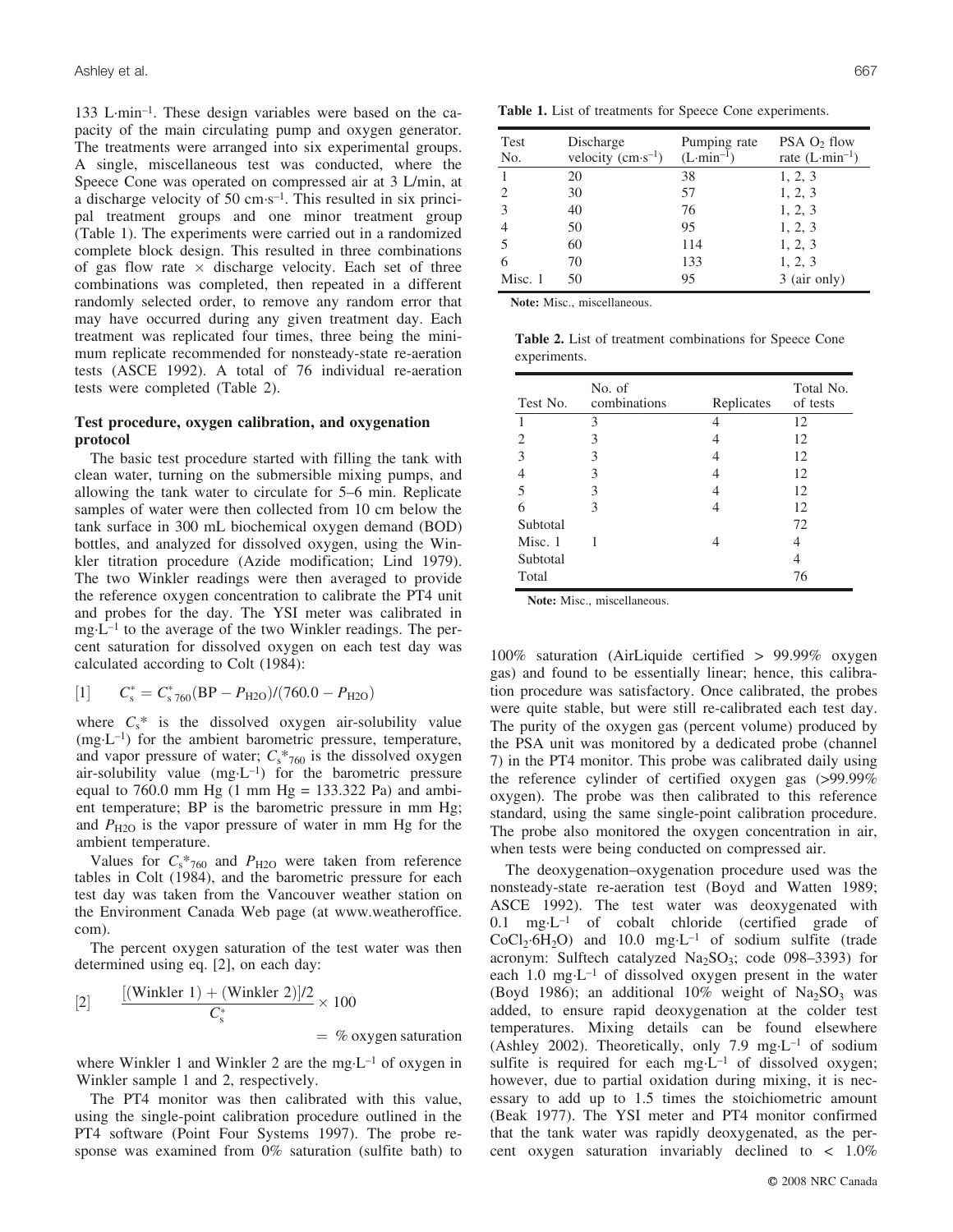133 L·min$^{-1}$. These design variables were based on the capacity of the main circulating pump and oxygen generator. The treatments were arranged into six experimental groups. A single, miscellaneous test was conducted, where the Speece Cone was operated on compressed air at 3 L/min, at a discharge velocity of 50 cm·s$^{-1}$. This resulted in six principal treatment groups and one minor treatment group (Table 1). The experiments were carried out in a randomized complete block design. This resulted in three combinations of gas flow rate × discharge velocity. Each set of three combinations was completed, then repeated in a different randomly selected order, to remove any random error that may have occurred during any given treatment day. Each treatment was replicated four times, three being the minimum replicate recommended for nonsteady-state re-aeration tests (ASCE 1992). A total of 76 individual re-aeration tests were completed (Table 2).

**Table 1.** List of treatments for Speece Cone experiments.

| Test No. | Discharge velocity (cm·s$^{-1}$) | Pumping rate (L·min$^{-1}$) | PSA $O_2$ flow rate (L·min$^{-1}$) |
|---|---|---|---|
| 1 | 20 | 38 | 1, 2, 3 |
| 2 | 30 | 57 | 1, 2, 3 |
| 3 | 40 | 76 | 1, 2, 3 |
| 4 | 50 | 95 | 1, 2, 3 |
| 5 | 60 | 114 | 1, 2, 3 |
| 6 | 70 | 133 | 1, 2, 3 |
| Misc. 1 | 50 | 95 | 3 (air only) |

**Note:** Misc., miscellaneous.

**Table 2.** List of treatment combinations for Speece Cone experiments.

| Test No. | No. of combinations | Replicates | Total No. of tests |
|---|---|---|---|
| 1 | 3 | 4 | 12 |
| 2 | 3 | 4 | 12 |
| 3 | 3 | 4 | 12 |
| 4 | 3 | 4 | 12 |
| 5 | 3 | 4 | 12 |
| 6 | 3 | 4 | 12 |
| Subtotal | | | 72 |
| Misc. 1 | 1 | 4 | 4 |
| Subtotal | | | 4 |
| Total | | | 76 |

**Note:** Misc., miscellaneous.

### Test procedure, oxygen calibration, and oxygenation protocol

The basic test procedure started with filling the tank with clean water, turning on the submersible mixing pumps, and allowing the tank water to circulate for 5–6 min. Replicate samples of water were then collected from 10 cm below the tank surface in 300 mL biochemical oxygen demand (BOD) bottles, and analyzed for dissolved oxygen, using the Winkler titration procedure (Azide modification; Lind 1979). The two Winkler readings were then averaged to provide the reference oxygen concentration to calibrate the PT4 unit and probes for the day. The YSI meter was calibrated in mg·L$^{-1}$ to the average of the two Winkler readings. The percent saturation for dissolved oxygen on each test day was calculated according to Colt (1984):

$$[1] \qquad C_s^* = C_{s\,760}^*(\text{BP} - P_{\text{H2O}})/(760.0 - P_{\text{H2O}})$$

where $C_s^*$ is the dissolved oxygen air-solubility value (mg·L$^{-1}$) for the ambient barometric pressure, temperature, and vapor pressure of water; $C_s^*{}_{760}$ is the dissolved oxygen air-solubility value (mg·L$^{-1}$) for the barometric pressure equal to 760.0 mm Hg (1 mm Hg = 133.322 Pa) and ambient temperature; BP is the barometric pressure in mm Hg; and $P_{\text{H2O}}$ is the vapor pressure of water in mm Hg for the ambient temperature.

Values for $C_s^*{}_{760}$ and $P_{\text{H2O}}$ were taken from reference tables in Colt (1984), and the barometric pressure for each test day was taken from the Vancouver weather station on the Environment Canada Web page (at www.weatheroffice.com).

The percent oxygen saturation of the test water was then determined using eq. [2], on each day:

$$[2] \qquad \frac{[(\text{Winkler 1}) + (\text{Winkler 2})]/2}{C_s^*} \times 100 = \%\ \text{oxygen saturation}$$

where Winkler 1 and Winkler 2 are the mg·L$^{-1}$ of oxygen in Winkler sample 1 and 2, respectively.

The PT4 monitor was then calibrated with this value, using the single-point calibration procedure outlined in the PT4 software (Point Four Systems 1997). The probe response was examined from 0% saturation (sulfite bath) to 100% saturation (AirLiquide certified > 99.99% oxygen gas) and found to be essentially linear; hence, this calibration procedure was satisfactory. Once calibrated, the probes were quite stable, but were still re-calibrated each test day. The purity of the oxygen gas (percent volume) produced by the PSA unit was monitored by a dedicated probe (channel 7) in the PT4 monitor. This probe was calibrated daily using the reference cylinder of certified oxygen gas (>99.99% oxygen). The probe was then calibrated to this reference standard, using the same single-point calibration procedure. The probe also monitored the oxygen concentration in air, when tests were being conducted on compressed air.

The deoxygenation–oxygenation procedure used was the nonsteady-state re-aeration test (Boyd and Watten 1989; ASCE 1992). The test water was deoxygenated with 0.1 mg·L$^{-1}$ of cobalt chloride (certified grade of $CoCl_2{\cdot}6H_2O$) and 10.0 mg·L$^{-1}$ of sodium sulfite (trade acronym: Sulftech catalyzed $Na_2SO_3$; code 098–3393) for each 1.0 mg·L$^{-1}$ of dissolved oxygen present in the water (Boyd 1986); an additional 10% weight of $Na_2SO_3$ was added, to ensure rapid deoxygenation at the colder test temperatures. Mixing details can be found elsewhere (Ashley 2002). Theoretically, only 7.9 mg·L$^{-1}$ of sodium sulfite is required for each mg·L$^{-1}$ of dissolved oxygen; however, due to partial oxidation during mixing, it is necessary to add up to 1.5 times the stoichiometric amount (Beak 1977). The YSI meter and PT4 monitor confirmed that the tank water was rapidly deoxygenated, as the percent oxygen saturation invariably declined to < 1.0%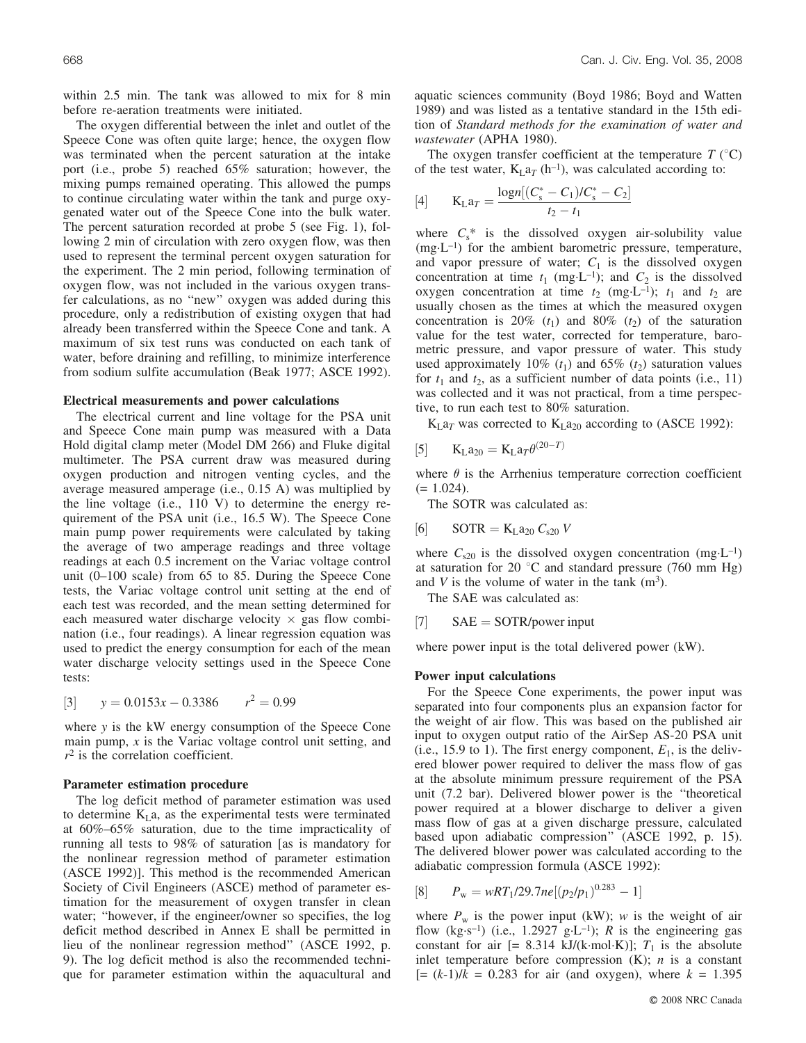within 2.5 min. The tank was allowed to mix for 8 min before re-aeration treatments were initiated.

The oxygen differential between the inlet and outlet of the Speece Cone was often quite large; hence, the oxygen flow was terminated when the percent saturation at the intake port (i.e., probe 5) reached 65% saturation; however, the mixing pumps remained operating. This allowed the pumps to continue circulating water within the tank and purge oxygenated water out of the Speece Cone into the bulk water. The percent saturation recorded at probe 5 (see Fig. 1), following 2 min of circulation with zero oxygen flow, was then used to represent the terminal percent oxygen saturation for the experiment. The 2 min period, following termination of oxygen flow, was not included in the various oxygen transfer calculations, as no "new" oxygen was added during this procedure, only a redistribution of existing oxygen that had already been transferred within the Speece Cone and tank. A maximum of six test runs was conducted on each tank of water, before draining and refilling, to minimize interference from sodium sulfite accumulation (Beak 1977; ASCE 1992).

### Electrical measurements and power calculations

The electrical current and line voltage for the PSA unit and Speece Cone main pump was measured with a Data Hold digital clamp meter (Model DM 266) and Fluke digital multimeter. The PSA current draw was measured during oxygen production and nitrogen venting cycles, and the average measured amperage (i.e., 0.15 A) was multiplied by the line voltage (i.e., 110 V) to determine the energy requirement of the PSA unit (i.e., 16.5 W). The Speece Cone main pump power requirements were calculated by taking the average of two amperage readings and three voltage readings at each 0.5 increment on the Variac voltage control unit (0–100 scale) from 65 to 85. During the Speece Cone tests, the Variac voltage control unit setting at the end of each test was recorded, and the mean setting determined for each measured water discharge velocity × gas flow combination (i.e., four readings). A linear regression equation was used to predict the energy consumption for each of the mean water discharge velocity settings used in the Speece Cone tests:

$$[3] \qquad y = 0.0153x - 0.3386 \qquad r^2 = 0.99$$

where $y$ is the kW energy consumption of the Speece Cone main pump, $x$ is the Variac voltage control unit setting, and $r^2$ is the correlation coefficient.

### Parameter estimation procedure

The log deficit method of parameter estimation was used to determine $K_La$, as the experimental tests were terminated at 60%–65% saturation, due to the time impracticality of running all tests to 98% of saturation [as is mandatory for the nonlinear regression method of parameter estimation (ASCE 1992)]. This method is the recommended American Society of Civil Engineers (ASCE) method of parameter estimation for the measurement of oxygen transfer in clean water; "however, if the engineer/owner so specifies, the log deficit method described in Annex E shall be permitted in lieu of the nonlinear regression method" (ASCE 1992, p. 9). The log deficit method is also the recommended technique for parameter estimation within the aquacultural and aquatic sciences community (Boyd 1986; Boyd and Watten 1989) and was listed as a tentative standard in the 15th edition of *Standard methods for the examination of water and wastewater* (APHA 1980).

The oxygen transfer coefficient at the temperature $T$ (°C) of the test water, $K_La_T$ (h$^{-1}$), was calculated according to:

$$[4] \qquad K_La_T = \frac{\log n[(C_s^* - C_1)/C_s^* - C_2]}{t_2 - t_1}$$

where $C_s^*$ is the dissolved oxygen air-solubility value (mg·L$^{-1}$) for the ambient barometric pressure, temperature, and vapor pressure of water; $C_1$ is the dissolved oxygen concentration at time $t_1$ (mg·L$^{-1}$); and $C_2$ is the dissolved oxygen concentration at time $t_2$ (mg·L$^{-1}$); $t_1$ and $t_2$ are usually chosen as the times at which the measured oxygen concentration is 20% ($t_1$) and 80% ($t_2$) of the saturation value for the test water, corrected for temperature, barometric pressure, and vapor pressure of water. This study used approximately 10% ($t_1$) and 65% ($t_2$) saturation values for $t_1$ and $t_2$, as a sufficient number of data points (i.e., 11) was collected and it was not practical, from a time perspective, to run each test to 80% saturation.

$K_La_T$ was corrected to $K_La_{20}$ according to (ASCE 1992):

$$[5] \qquad K_La_{20} = K_La_T\theta^{(20-T)}$$

where $\theta$ is the Arrhenius temperature correction coefficient (= 1.024).

The SOTR was calculated as:

$$[6] \qquad \text{SOTR} = K_La_{20}\, C_{s20}\, V$$

where $C_{s20}$ is the dissolved oxygen concentration (mg·L$^{-1}$) at saturation for 20 °C and standard pressure (760 mm Hg) and $V$ is the volume of water in the tank (m$^3$).

The SAE was calculated as:

$$[7] \qquad \text{SAE} = \text{SOTR/power input}$$

where power input is the total delivered power (kW).

### Power input calculations

For the Speece Cone experiments, the power input was separated into four components plus an expansion factor for the weight of air flow. This was based on the published air input to oxygen output ratio of the AirSep AS-20 PSA unit (i.e., 15.9 to 1). The first energy component, $E_1$, is the delivered blower power required to deliver the mass flow of gas at the absolute minimum pressure requirement of the PSA unit (7.2 bar). Delivered blower power is the "theoretical power required at a blower discharge to deliver a given mass flow of gas at a given discharge pressure, calculated based upon adiabatic compression" (ASCE 1992, p. 15). The delivered blower power was calculated according to the adiabatic compression formula (ASCE 1992):

$$[8] \qquad P_w = wRT_1/29.7ne[(p_2/p_1)^{0.283} - 1]$$

where $P_w$ is the power input (kW); $w$ is the weight of air flow (kg·s$^{-1}$) (i.e., 1.2927 g·L$^{-1}$); $R$ is the engineering gas constant for air [= 8.314 kJ/(k·mol·K)]; $T_1$ is the absolute inlet temperature before compression (K); $n$ is a constant [= $(k$-$1)/k$ = 0.283 for air (and oxygen), where $k$ = 1.395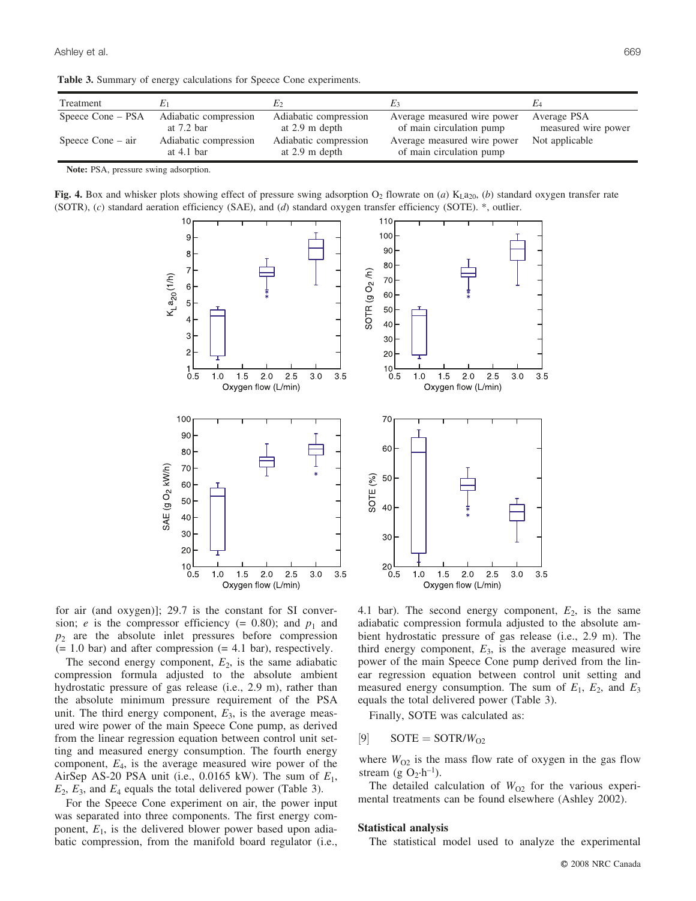**Table 3.** Summary of energy calculations for Speece Cone experiments.

| Treatment | $E_1$ | $E_2$ | $E_3$ | $E_4$ |
|---|---|---|---|---|
| Speece Cone – PSA | Adiabatic compression at 7.2 bar | Adiabatic compression at 2.9 m depth | Average measured wire power of main circulation pump | Average PSA measured wire power |
| Speece Cone – air | Adiabatic compression at 4.1 bar | Adiabatic compression at 2.9 m depth | Average measured wire power of main circulation pump | Not applicable |

**Note:** PSA, pressure swing adsorption.

**Fig. 4.** Box and whisker plots showing effect of pressure swing adsorption $O_2$ flowrate on (*a*) $K_La_{20}$, (*b*) standard oxygen transfer rate (SOTR), (*c*) standard aeration efficiency (SAE), and (*d*) standard oxygen transfer efficiency (SOTE). *, outlier.

for air (and oxygen)]; 29.7 is the constant for SI conversion; $e$ is the compressor efficiency (= 0.80); and $p_1$ and $p_2$ are the absolute inlet pressures before compression (= 1.0 bar) and after compression (= 4.1 bar), respectively.

The second energy component, $E_2$, is the same adiabatic compression formula adjusted to the absolute ambient hydrostatic pressure of gas release (i.e., 2.9 m), rather than the absolute minimum pressure requirement of the PSA unit. The third energy component, $E_3$, is the average measured wire power of the main Speece Cone pump, as derived from the linear regression equation between control unit setting and measured energy consumption. The fourth energy component, $E_4$, is the average measured wire power of the AirSep AS-20 PSA unit (i.e., 0.0165 kW). The sum of $E_1$, $E_2$, $E_3$, and $E_4$ equals the total delivered power (Table 3).

For the Speece Cone experiment on air, the power input was separated into three components. The first energy component, $E_1$, is the delivered blower power based upon adiabatic compression, from the manifold board regulator (i.e., 4.1 bar). The second energy component, $E_2$, is the same adiabatic compression formula adjusted to the absolute ambient hydrostatic pressure of gas release (i.e., 2.9 m). The third energy component, $E_3$, is the average measured wire power of the main Speece Cone pump derived from the linear regression equation between control unit setting and measured energy consumption. The sum of $E_1$, $E_2$, and $E_3$ equals the total delivered power (Table 3).

Finally, SOTE was calculated as:

$$[9] \quad \mathrm{SOTE} = \mathrm{SOTR}/W_{O2}$$

where $W_{O2}$ is the mass flow rate of oxygen in the gas flow stream (g $O_2 \cdot h^{-1}$).

The detailed calculation of $W_{O2}$ for the various experimental treatments can be found elsewhere (Ashley 2002).

### Statistical analysis

The statistical model used to analyze the experimental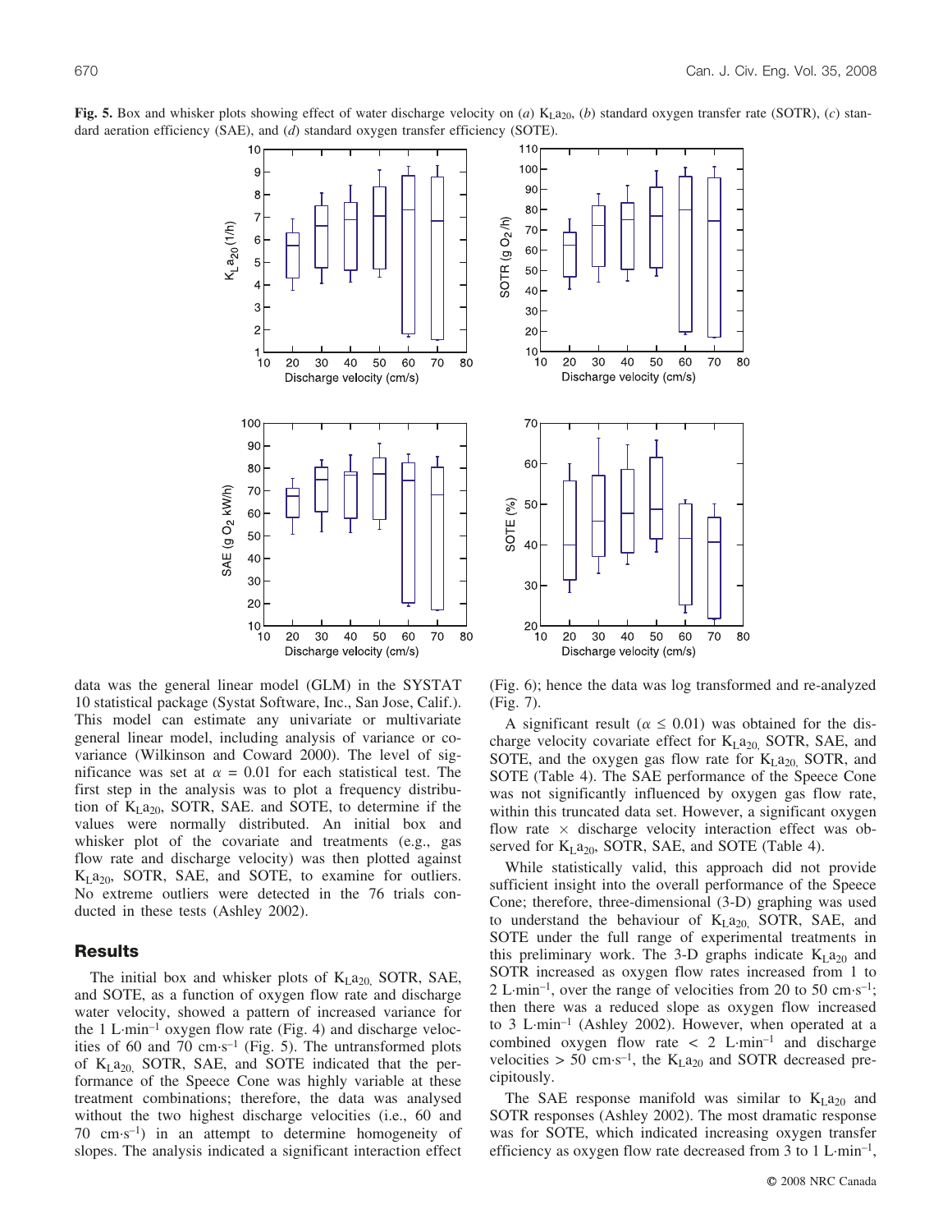**Fig. 5.** Box and whisker plots showing effect of water discharge velocity on (*a*) $K_La_{20}$, (*b*) standard oxygen transfer rate (SOTR), (*c*) standard aeration efficiency (SAE), and (*d*) standard oxygen transfer efficiency (SOTE).

data was the general linear model (GLM) in the SYSTAT 10 statistical package (Systat Software, Inc., San Jose, Calif.). This model can estimate any univariate or multivariate general linear model, including analysis of variance or covariance (Wilkinson and Coward 2000). The level of significance was set at $\alpha = 0.01$ for each statistical test. The first step in the analysis was to plot a frequency distribution of $K_La_{20}$, SOTR, SAE. and SOTE, to determine if the values were normally distributed. An initial box and whisker plot of the covariate and treatments (e.g., gas flow rate and discharge velocity) was then plotted against $K_La_{20}$, SOTR, SAE, and SOTE, to examine for outliers. No extreme outliers were detected in the 76 trials conducted in these tests (Ashley 2002).

## Results

The initial box and whisker plots of $K_La_{20}$, SOTR, SAE, and SOTE, as a function of oxygen flow rate and discharge water velocity, showed a pattern of increased variance for the 1 $L\cdot min^{-1}$ oxygen flow rate (Fig. 4) and discharge velocities of 60 and 70 $cm\cdot s^{-1}$ (Fig. 5). The untransformed plots of $K_La_{20}$, SOTR, SAE, and SOTE indicated that the performance of the Speece Cone was highly variable at these treatment combinations; therefore, the data was analysed without the two highest discharge velocities (i.e., 60 and 70 $cm\cdot s^{-1}$) in an attempt to determine homogeneity of slopes. The analysis indicated a significant interaction effect (Fig. 6); hence the data was log transformed and re-analyzed (Fig. 7).

A significant result ($\alpha \leq 0.01$) was obtained for the discharge velocity covariate effect for $K_La_{20}$, SOTR, SAE, and SOTE, and the oxygen gas flow rate for $K_La_{20}$, SOTR, and SOTE (Table 4). The SAE performance of the Speece Cone was not significantly influenced by oxygen gas flow rate, within this truncated data set. However, a significant oxygen flow rate × discharge velocity interaction effect was observed for $K_La_{20}$, SOTR, SAE, and SOTE (Table 4).

While statistically valid, this approach did not provide sufficient insight into the overall performance of the Speece Cone; therefore, three-dimensional (3-D) graphing was used to understand the behaviour of $K_La_{20}$, SOTR, SAE, and SOTE under the full range of experimental treatments in this preliminary work. The 3-D graphs indicate $K_La_{20}$ and SOTR increased as oxygen flow rates increased from 1 to 2 $L\cdot min^{-1}$, over the range of velocities from 20 to 50 $cm\cdot s^{-1}$; then there was a reduced slope as oxygen flow increased to 3 $L\cdot min^{-1}$ (Ashley 2002). However, when operated at a combined oxygen flow rate < 2 $L\cdot min^{-1}$ and discharge velocities > 50 $cm\cdot s^{-1}$, the $K_La_{20}$ and SOTR decreased precipitously.

The SAE response manifold was similar to $K_La_{20}$ and SOTR responses (Ashley 2002). The most dramatic response was for SOTE, which indicated increasing oxygen transfer efficiency as oxygen flow rate decreased from 3 to 1 $L\cdot min^{-1}$,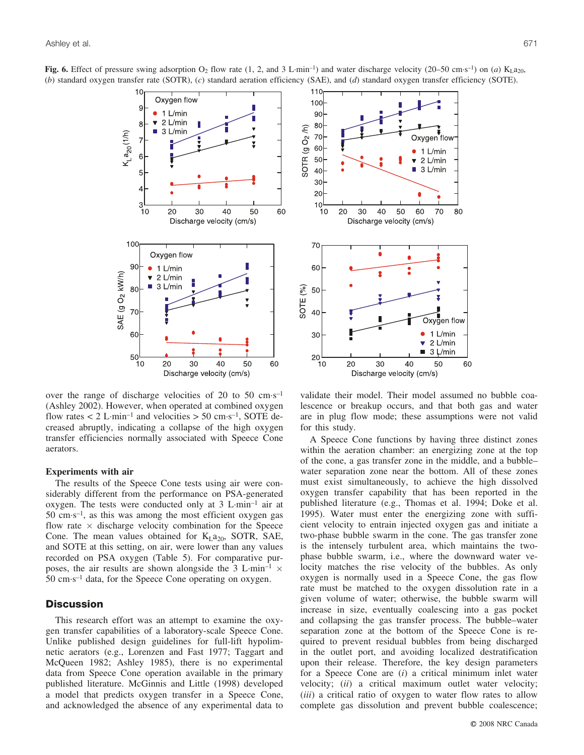**Fig. 6.** Effect of pressure swing adsorption $O_2$ flow rate (1, 2, and 3 $L \cdot min^{-1}$) and water discharge velocity (20–50 $cm \cdot s^{-1}$) on (*a*) $K_La_{20}$, (*b*) standard oxygen transfer rate (SOTR), (*c*) standard aeration efficiency (SAE), and (*d*) standard oxygen transfer efficiency (SOTE).

(a)
Oxygen flow
1 L/min
2 L/min
3 L/min
$K_La_{20}$ (1/h)
Discharge velocity (cm/s)

(b)
Oxygen flow
1 L/min
2 L/min
3 L/min
SOTR (g $O_2$ /h)
Discharge velocity (cm/s)

(c)
Oxygen flow
1 L/min
2 L/min
3 L/min
SAE (g $O_2$ kW/h)
Discharge velocity (cm/s)

(d)
Oxygen flow
1 L/min
2 L/min
3 L/min
SOTE (%)
Discharge velocity (cm/s)

over the range of discharge velocities of 20 to 50 $cm \cdot s^{-1}$ (Ashley 2002). However, when operated at combined oxygen flow rates < 2 $L \cdot min^{-1}$ and velocities > 50 $cm \cdot s^{-1}$, SOTE decreased abruptly, indicating a collapse of the high oxygen transfer efficiencies normally associated with Speece Cone aerators.

### Experiments with air

The results of the Speece Cone tests using air were considerably different from the performance on PSA-generated oxygen. The tests were conducted only at 3 $L \cdot min^{-1}$ air at 50 $cm \cdot s^{-1}$, as this was among the most efficient oxygen gas flow rate × discharge velocity combination for the Speece Cone. The mean values obtained for $K_La_{20}$, SOTR, SAE, and SOTE at this setting, on air, were lower than any values recorded on PSA oxygen (Table 5). For comparative purposes, the air results are shown alongside the 3 $L \cdot min^{-1}$ × 50 $cm \cdot s^{-1}$ data, for the Speece Cone operating on oxygen.

## Discussion

This research effort was an attempt to examine the oxygen transfer capabilities of a laboratory-scale Speece Cone. Unlike published design guidelines for full-lift hypolimnetic aerators (e.g., Lorenzen and Fast 1977; Taggart and McQueen 1982; Ashley 1985), there is no experimental data from Speece Cone operation available in the primary published literature. McGinnis and Little (1998) developed a model that predicts oxygen transfer in a Speece Cone, and acknowledged the absence of any experimental data to validate their model. Their model assumed no bubble coalescence or breakup occurs, and that both gas and water are in plug flow mode; these assumptions were not valid for this study.

A Speece Cone functions by having three distinct zones within the aeration chamber: an energizing zone at the top of the cone, a gas transfer zone in the middle, and a bubble–water separation zone near the bottom. All of these zones must exist simultaneously, to achieve the high dissolved oxygen transfer capability that has been reported in the published literature (e.g., Thomas et al. 1994; Doke et al. 1995). Water must enter the energizing zone with sufficient velocity to entrain injected oxygen gas and initiate a two-phase bubble swarm in the cone. The gas transfer zone is the intensely turbulent area, which maintains the two-phase bubble swarm, i.e., where the downward water velocity matches the rise velocity of the bubbles. As only oxygen is normally used in a Speece Cone, the gas flow rate must be matched to the oxygen dissolution rate in a given volume of water; otherwise, the bubble swarm will increase in size, eventually coalescing into a gas pocket and collapsing the gas transfer process. The bubble–water separation zone at the bottom of the Speece Cone is required to prevent residual bubbles from being discharged in the outlet port, and avoiding localized destratification upon their release. Therefore, the key design parameters for a Speece Cone are (*i*) a critical minimum inlet water velocity; (*ii*) a critical maximum outlet water velocity; (*iii*) a critical ratio of oxygen to water flow rates to allow complete gas dissolution and prevent bubble coalescence;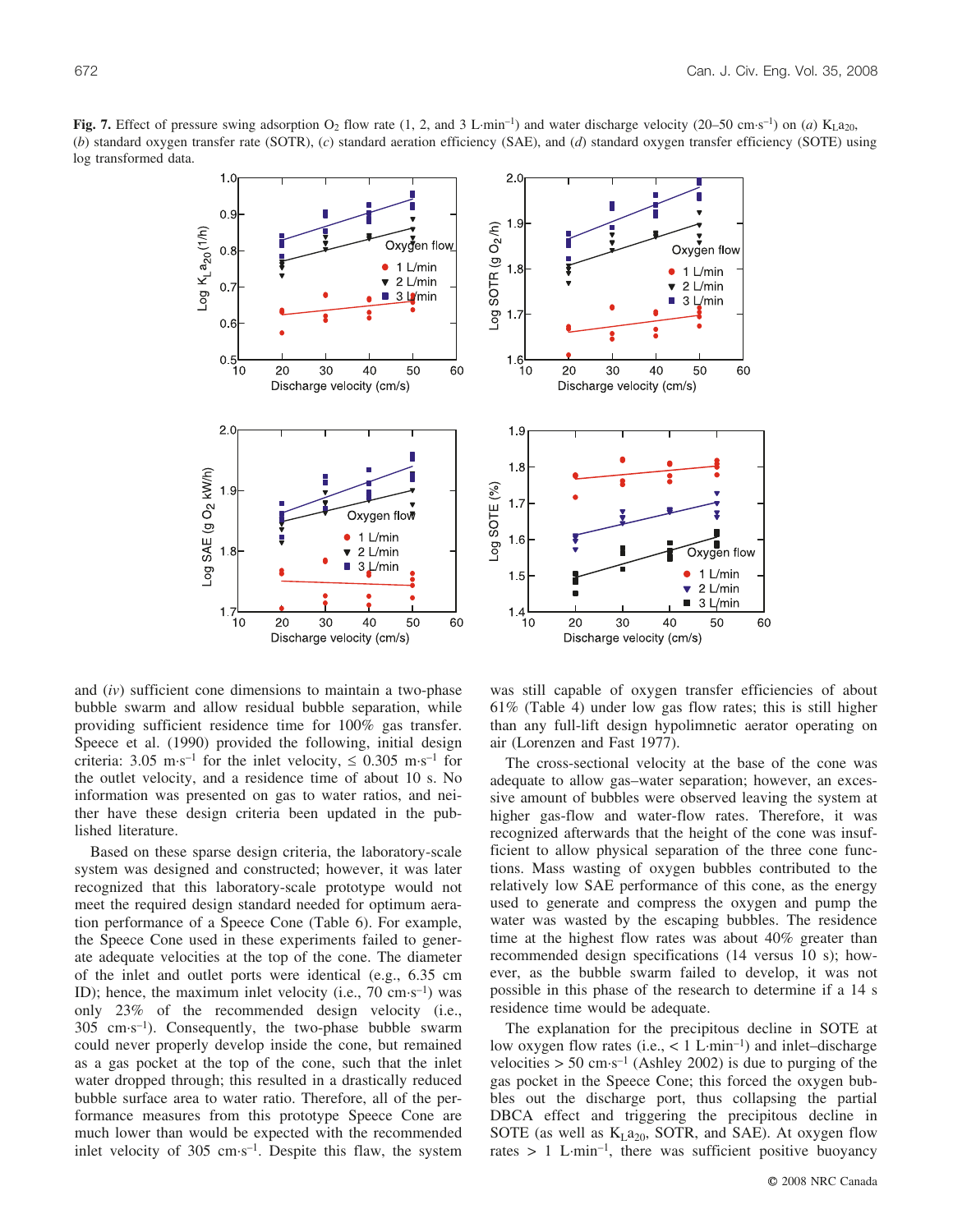**Fig. 7.** Effect of pressure swing adsorption $O_2$ flow rate (1, 2, and 3 L·min$^{-1}$) and water discharge velocity (20–50 cm·s$^{-1}$) on (*a*) $K_La_{20}$, (*b*) standard oxygen transfer rate (SOTR), (*c*) standard aeration efficiency (SAE), and (*d*) standard oxygen transfer efficiency (SOTE) using log transformed data.

and (*iv*) sufficient cone dimensions to maintain a two-phase bubble swarm and allow residual bubble separation, while providing sufficient residence time for 100% gas transfer. Speece et al. (1990) provided the following, initial design criteria: 3.05 m·s$^{-1}$ for the inlet velocity, ≤ 0.305 m·s$^{-1}$ for the outlet velocity, and a residence time of about 10 s. No information was presented on gas to water ratios, and neither have these design criteria been updated in the published literature.

Based on these sparse design criteria, the laboratory-scale system was designed and constructed; however, it was later recognized that this laboratory-scale prototype would not meet the required design standard needed for optimum aeration performance of a Speece Cone (Table 6). For example, the Speece Cone used in these experiments failed to generate adequate velocities at the top of the cone. The diameter of the inlet and outlet ports were identical (e.g., 6.35 cm ID); hence, the maximum inlet velocity (i.e., 70 cm·s$^{-1}$) was only 23% of the recommended design velocity (i.e., 305 cm·s$^{-1}$). Consequently, the two-phase bubble swarm could never properly develop inside the cone, but remained as a gas pocket at the top of the cone, such that the inlet water dropped through; this resulted in a drastically reduced bubble surface area to water ratio. Therefore, all of the performance measures from this prototype Speece Cone are much lower than would be expected with the recommended inlet velocity of 305 cm·s$^{-1}$. Despite this flaw, the system was still capable of oxygen transfer efficiencies of about 61% (Table 4) under low gas flow rates; this is still higher than any full-lift design hypolimnetic aerator operating on air (Lorenzen and Fast 1977).

The cross-sectional velocity at the base of the cone was adequate to allow gas–water separation; however, an excessive amount of bubbles were observed leaving the system at higher gas-flow and water-flow rates. Therefore, it was recognized afterwards that the height of the cone was insufficient to allow physical separation of the three cone functions. Mass wasting of oxygen bubbles contributed to the relatively low SAE performance of this cone, as the energy used to generate and compress the oxygen and pump the water was wasted by the escaping bubbles. The residence time at the highest flow rates was about 40% greater than recommended design specifications (14 versus 10 s); however, as the bubble swarm failed to develop, it was not possible in this phase of the research to determine if a 14 s residence time would be adequate.

The explanation for the precipitous decline in SOTE at low oxygen flow rates (i.e., < 1 L·min$^{-1}$) and inlet–discharge velocities > 50 cm·s$^{-1}$ (Ashley 2002) is due to purging of the gas pocket in the Speece Cone; this forced the oxygen bubbles out the discharge port, thus collapsing the partial DBCA effect and triggering the precipitous decline in SOTE (as well as $K_La_{20}$, SOTR, and SAE). At oxygen flow rates > 1 L·min$^{-1}$, there was sufficient positive buoyancy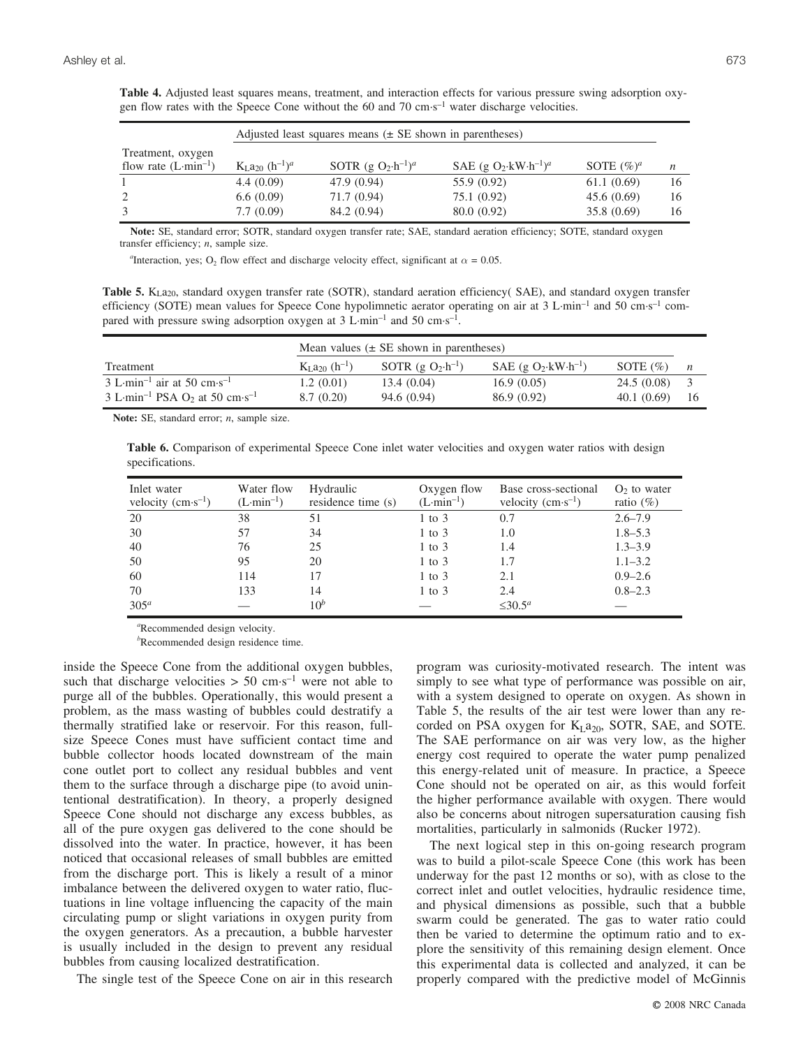**Table 4.** Adjusted least squares means, treatment, and interaction effects for various pressure swing adsorption oxygen flow rates with the Speece Cone without the 60 and 70 $cm \cdot s^{-1}$ water discharge velocities.

| | Adjusted least squares means (± SE shown in parentheses) | | | | |
|---|---|---|---|---|---|
| Treatment, oxygen flow rate ($L \cdot min^{-1}$) | $K_La_{20}$ ($h^{-1}$)[a] | SOTR ($g\ O_2 \cdot h^{-1}$)[a] | SAE ($g\ O_2 \cdot kW \cdot h^{-1}$)[a] | SOTE (%)[a] | $n$ |
| 1 | 4.4 (0.09) | 47.9 (0.94) | 55.9 (0.92) | 61.1 (0.69) | 16 |
| 2 | 6.6 (0.09) | 71.7 (0.94) | 75.1 (0.92) | 45.6 (0.69) | 16 |
| 3 | 7.7 (0.09) | 84.2 (0.94) | 80.0 (0.92) | 35.8 (0.69) | 16 |

**Note:** SE, standard error; SOTR, standard oxygen transfer rate; SAE, standard aeration efficiency; SOTE, standard oxygen transfer efficiency; $n$, sample size.

[a]Interaction, yes; $O_2$ flow effect and discharge velocity effect, significant at $\alpha = 0.05$.

**Table 5.** $K_La_{20}$, standard oxygen transfer rate (SOTR), standard aeration efficiency( SAE), and standard oxygen transfer efficiency (SOTE) mean values for Speece Cone hypolimnetic aerator operating on air at 3 $L \cdot min^{-1}$ and 50 $cm \cdot s^{-1}$ compared with pressure swing adsorption oxygen at 3 $L \cdot min^{-1}$ and 50 $cm \cdot s^{-1}$.

| | Mean values (± SE shown in parentheses) | | | | |
|---|---|---|---|---|---|
| Treatment | $K_La_{20}$ ($h^{-1}$) | SOTR ($g\ O_2 \cdot h^{-1}$) | SAE ($g\ O_2 \cdot kW \cdot h^{-1}$) | SOTE (%) | $n$ |
| 3 $L \cdot min^{-1}$ air at 50 $cm \cdot s^{-1}$ | 1.2 (0.01) | 13.4 (0.04) | 16.9 (0.05) | 24.5 (0.08) | 3 |
| 3 $L \cdot min^{-1}$ PSA $O_2$ at 50 $cm \cdot s^{-1}$ | 8.7 (0.20) | 94.6 (0.94) | 86.9 (0.92) | 40.1 (0.69) | 16 |

**Note:** SE, standard error; $n$, sample size.

**Table 6.** Comparison of experimental Speece Cone inlet water velocities and oxygen water ratios with design specifications.

| Inlet water velocity ($cm \cdot s^{-1}$) | Water flow ($L \cdot min^{-1}$) | Hydraulic residence time (s) | Oxygen flow ($L \cdot min^{-1}$) | Base cross-sectional velocity ($cm \cdot s^{-1}$) | $O_2$ to water ratio (%) |
|---|---|---|---|---|---|
| 20 | 38 | 51 | 1 to 3 | 0.7 | 2.6–7.9 |
| 30 | 57 | 34 | 1 to 3 | 1.0 | 1.8–5.3 |
| 40 | 76 | 25 | 1 to 3 | 1.4 | 1.3–3.9 |
| 50 | 95 | 20 | 1 to 3 | 1.7 | 1.1–3.2 |
| 60 | 114 | 17 | 1 to 3 | 2.1 | 0.9–2.6 |
| 70 | 133 | 14 | 1 to 3 | 2.4 | 0.8–2.3 |
| 305[a] | — | 10[b] | — | ≤30.5[a] | — |

[a]Recommended design velocity.

[b]Recommended design residence time.

inside the Speece Cone from the additional oxygen bubbles, such that discharge velocities > 50 $cm \cdot s^{-1}$ were not able to purge all of the bubbles. Operationally, this would present a problem, as the mass wasting of bubbles could destratify a thermally stratified lake or reservoir. For this reason, full-size Speece Cones must have sufficient contact time and bubble collector hoods located downstream of the main cone outlet port to collect any residual bubbles and vent them to the surface through a discharge pipe (to avoid unintentional destratification). In theory, a properly designed Speece Cone should not discharge any excess bubbles, as all of the pure oxygen gas delivered to the cone should be dissolved into the water. In practice, however, it has been noticed that occasional releases of small bubbles are emitted from the discharge port. This is likely a result of a minor imbalance between the delivered oxygen to water ratio, fluctuations in line voltage influencing the capacity of the main circulating pump or slight variations in oxygen purity from the oxygen generators. As a precaution, a bubble harvester is usually included in the design to prevent any residual bubbles from causing localized destratification.

The single test of the Speece Cone on air in this research program was curiosity-motivated research. The intent was simply to see what type of performance was possible on air, with a system designed to operate on oxygen. As shown in Table 5, the results of the air test were lower than any recorded on PSA oxygen for $K_La_{20}$, SOTR, SAE, and SOTE. The SAE performance on air was very low, as the higher energy cost required to operate the water pump penalized this energy-related unit of measure. In practice, a Speece Cone should not be operated on air, as this would forfeit the higher performance available with oxygen. There would also be concerns about nitrogen supersaturation causing fish mortalities, particularly in salmonids (Rucker 1972).

The next logical step in this on-going research program was to build a pilot-scale Speece Cone (this work has been underway for the past 12 months or so), with as close to the correct inlet and outlet velocities, hydraulic residence time, and physical dimensions as possible, such that a bubble swarm could be generated. The gas to water ratio could then be varied to determine the optimum ratio and to explore the sensitivity of this remaining design element. Once this experimental data is collected and analyzed, it can be properly compared with the predictive model of McGinnis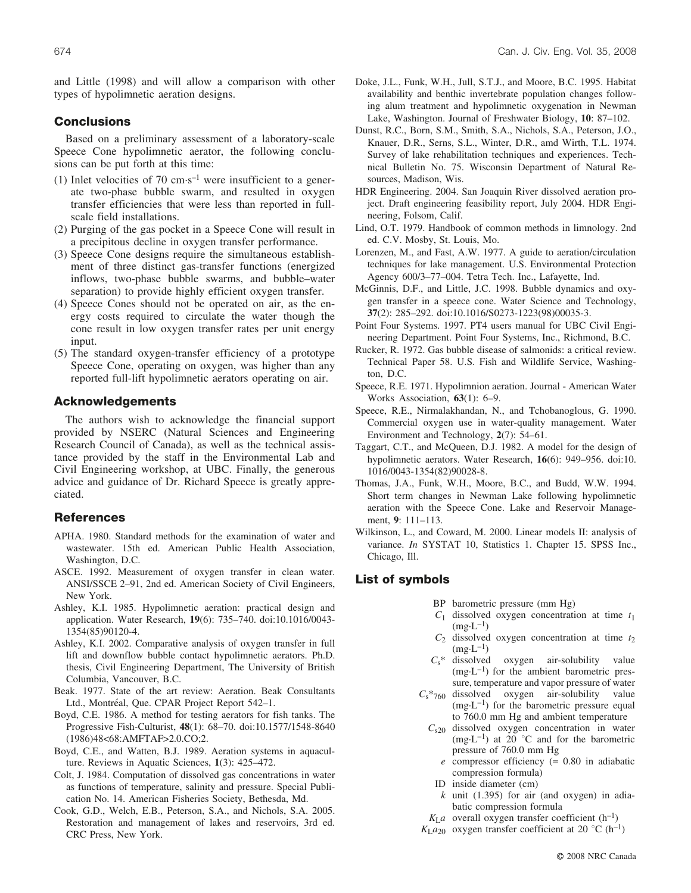and Little (1998) and will allow a comparison with other types of hypolimnetic aeration designs.

## Conclusions

Based on a preliminary assessment of a laboratory-scale Speece Cone hypolimnetic aerator, the following conclusions can be put forth at this time:

(1) Inlet velocities of 70 cm·s$^{-1}$ were insufficient to a generate two-phase bubble swarm, and resulted in oxygen transfer efficiencies that were less than reported in full-scale field installations.

(2) Purging of the gas pocket in a Speece Cone will result in a precipitous decline in oxygen transfer performance.

(3) Speece Cone designs require the simultaneous establishment of three distinct gas-transfer functions (energized inflows, two-phase bubble swarms, and bubble–water separation) to provide highly efficient oxygen transfer.

(4) Speece Cones should not be operated on air, as the energy costs required to circulate the water though the cone result in low oxygen transfer rates per unit energy input.

(5) The standard oxygen-transfer efficiency of a prototype Speece Cone, operating on oxygen, was higher than any reported full-lift hypolimnetic aerators operating on air.

## Acknowledgements

The authors wish to acknowledge the financial support provided by NSERC (Natural Sciences and Engineering Research Council of Canada), as well as the technical assistance provided by the staff in the Environmental Lab and Civil Engineering workshop, at UBC. Finally, the generous advice and guidance of Dr. Richard Speece is greatly appreciated.

## References

APHA. 1980. Standard methods for the examination of water and wastewater. 15th ed. American Public Health Association, Washington, D.C.

ASCE. 1992. Measurement of oxygen transfer in clean water. ANSI/SSCE 2–91, 2nd ed. American Society of Civil Engineers, New York.

Ashley, K.I. 1985. Hypolimnetic aeration: practical design and application. Water Research, **19**(6): 735–740. doi:10.1016/0043-1354(85)90120-4.

Ashley, K.I. 2002. Comparative analysis of oxygen transfer in full lift and downflow bubble contact hypolimnetic aerators. Ph.D. thesis, Civil Engineering Department, The University of British Columbia, Vancouver, B.C.

Beak. 1977. State of the art review: Aeration. Beak Consultants Ltd., Montréal, Que. CPAR Project Report 542–1.

Boyd, C.E. 1986. A method for testing aerators for fish tanks. The Progressive Fish-Culturist, **48**(1): 68–70. doi:10.1577/1548-8640(1986)48<68:AMFTAF>2.0.CO;2.

Boyd, C.E., and Watten, B.J. 1989. Aeration systems in aquaculture. Reviews in Aquatic Sciences, **1**(3): 425–472.

Colt, J. 1984. Computation of dissolved gas concentrations in water as functions of temperature, salinity and pressure. Special Publication No. 14. American Fisheries Society, Bethesda, Md.

Cook, G.D., Welch, E.B., Peterson, S.A., and Nichols, S.A. 2005. Restoration and management of lakes and reservoirs, 3rd ed. CRC Press, New York.

Doke, J.L., Funk, W.H., Jull, S.T.J., and Moore, B.C. 1995. Habitat availability and benthic invertebrate population changes following alum treatment and hypolimnetic oxygenation in Newman Lake, Washington. Journal of Freshwater Biology, **10**: 87–102.

Dunst, R.C., Born, S.M., Smith, S.A., Nichols, S.A., Peterson, J.O., Knauer, D.R., Serns, S.L., Winter, D.R., amd Wirth, T.L. 1974. Survey of lake rehabilitation techniques and experiences. Technical Bulletin No. 75. Wisconsin Department of Natural Resources, Madison, Wis.

HDR Engineering. 2004. San Joaquin River dissolved aeration project. Draft engineering feasibility report, July 2004. HDR Engineering, Folsom, Calif.

Lind, O.T. 1979. Handbook of common methods in limnology. 2nd ed. C.V. Mosby, St. Louis, Mo.

Lorenzen, M., and Fast, A.W. 1977. A guide to aeration/circulation techniques for lake management. U.S. Environmental Protection Agency 600/3–77–004. Tetra Tech. Inc., Lafayette, Ind.

McGinnis, D.F., and Little, J.C. 1998. Bubble dynamics and oxygen transfer in a speece cone. Water Science and Technology, **37**(2): 285–292. doi:10.1016/S0273-1223(98)00035-3.

Point Four Systems. 1997. PT4 users manual for UBC Civil Engineering Department. Point Four Systems, Inc., Richmond, B.C.

Rucker, R. 1972. Gas bubble disease of salmonids: a critical review. Technical Paper 58. U.S. Fish and Wildlife Service, Washington, D.C.

Speece, R.E. 1971. Hypolimnion aeration. Journal - American Water Works Association, **63**(1): 6–9.

Speece, R.E., Nirmalakhandan, N., and Tchobanoglous, G. 1990. Commercial oxygen use in water-quality management. Water Environment and Technology, **2**(7): 54–61.

Taggart, C.T., and McQueen, D.J. 1982. A model for the design of hypolimnetic aerators. Water Research, **16**(6): 949–956. doi:10.1016/0043-1354(82)90028-8.

Thomas, J.A., Funk, W.H., Moore, B.C., and Budd, W.W. 1994. Short term changes in Newman Lake following hypolimnetic aeration with the Speece Cone. Lake and Reservoir Management, **9**: 111–113.

Wilkinson, L., and Coward, M. 2000. Linear models II: analysis of variance. *In* SYSTAT 10, Statistics 1. Chapter 15. SPSS Inc., Chicago, Ill.

## List of symbols

- BP barometric pressure (mm Hg)
- $C_1$ dissolved oxygen concentration at time $t_1$ (mg·L$^{-1}$)
- $C_2$ dissolved oxygen concentration at time $t_2$ (mg·L$^{-1}$)
- $C_s$* dissolved oxygen air-solubility value (mg·L$^{-1}$) for the ambient barometric pressure, temperature and vapor pressure of water
- $C_s*_{760}$ dissolved oxygen air-solubility value (mg·L$^{-1}$) for the barometric pressure equal to 760.0 mm Hg and ambient temperature
- $C_{s20}$ dissolved oxygen concentration in water (mg·L$^{-1}$) at 20 °C and for the barometric pressure of 760.0 mm Hg
- $e$ compressor efficiency (= 0.80 in adiabatic compression formula)
- ID inside diameter (cm)
- $k$ unit (1.395) for air (and oxygen) in adiabatic compression formula
- $K_La$ overall oxygen transfer coefficient (h$^{-1}$)
- $K_La_{20}$ oxygen transfer coefficient at 20 °C (h$^{-1}$)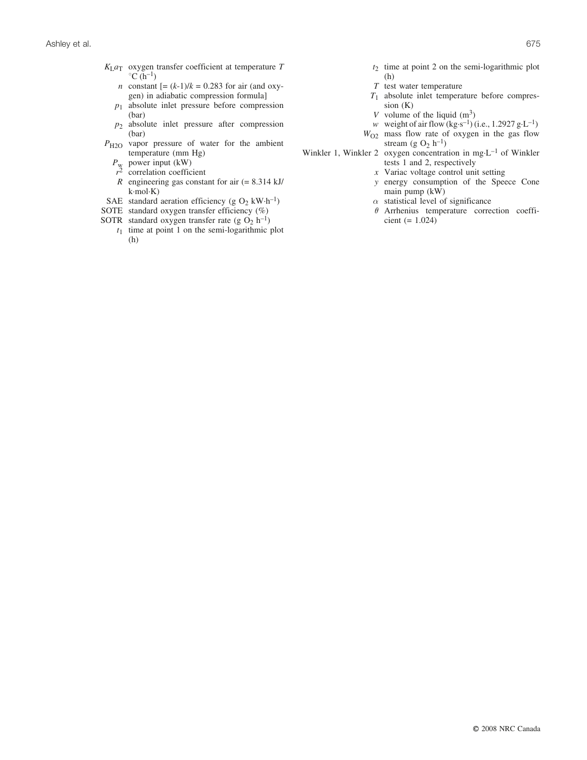$K_La_T$ oxygen transfer coefficient at temperature $T$ °C ($h^{-1}$)

$n$ constant [= $(k$-1)/$k$ = 0.283 for air (and oxygen) in adiabatic compression formula]

$p_1$ absolute inlet pressure before compression (bar)

$p_2$ absolute inlet pressure after compression (bar)

$P_{H2O}$ vapor pressure of water for the ambient temperature (mm Hg)

$P_w$ power input (kW)

$r^2$ correlation coefficient

$R$ engineering gas constant for air (= 8.314 kJ/k·mol·K)

SAE standard aeration efficiency (g $O_2$ kW·$h^{-1}$)

SOTE standard oxygen transfer efficiency (%)

SOTR standard oxygen transfer rate (g $O_2$ $h^{-1}$)

$t_1$ time at point 1 on the semi-logarithmic plot (h)

$t_2$ time at point 2 on the semi-logarithmic plot (h)

$T$ test water temperature

$T_1$ absolute inlet temperature before compression (K)

$V$ volume of the liquid ($m^3$)

$w$ weight of air flow (kg·$s^{-1}$) (i.e., 1.2927 g·$L^{-1}$)

$W_{O2}$ mass flow rate of oxygen in the gas flow stream (g $O_2$ $h^{-1}$)

Winkler 1, Winkler 2 oxygen concentration in mg·$L^{-1}$ of Winkler tests 1 and 2, respectively

$x$ Variac voltage control unit setting

$y$ energy consumption of the Speece Cone main pump (kW)

$\alpha$ statistical level of significance

$\theta$ Arrhenius temperature correction coefficient (= 1.024)